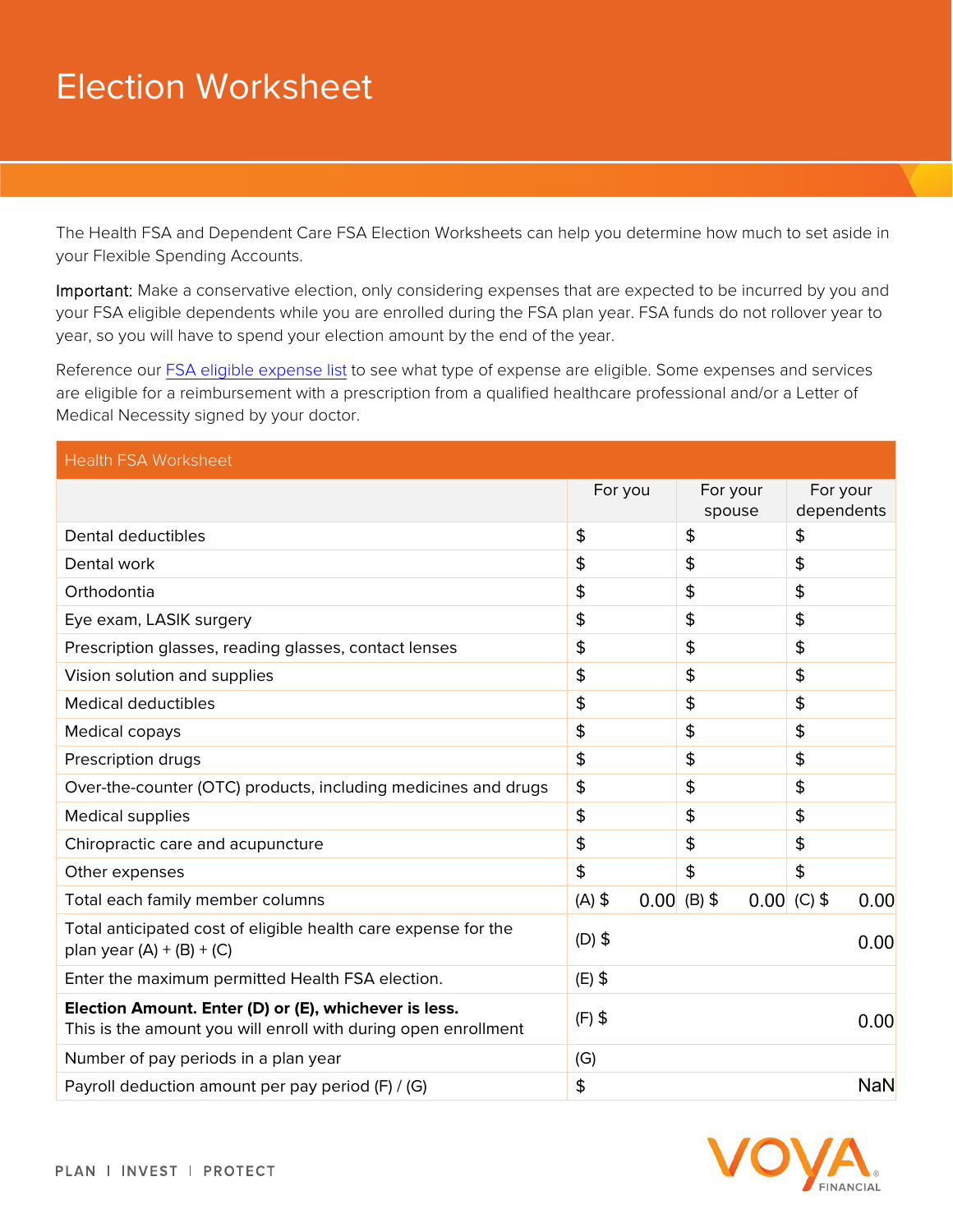# Election Worksheet

The Health FSA and Dependent Care FSA Election Worksheets can help you determine how much to set aside in your Flexible Spending Accounts.

Important: Make a conservative election, only considering expenses that are expected to be incurred by you and your FSA eligible dependents while you are enrolled during the FSA plan year. FSA funds do not rollover year to year, so you will have to spend your election amount by the end of the year.

Reference our FSA eligible expense list to see what type of expense are eligible. Some expenses and services are eligible for a reimbursement with a prescription from a qualified healthcare professional and/or a Letter of Medical Necessity signed by your doctor.

| Health FSA Worksheet | | | |
|---|---|---|---|
| | For you | For your spouse | For your dependents |
| Dental deductibles | $ | $ | $ |
| Dental work | $ | $ | $ |
| Orthodontia | $ | $ | $ |
| Eye exam, LASIK surgery | $ | $ | $ |
| Prescription glasses, reading glasses, contact lenses | $ | $ | $ |
| Vision solution and supplies | $ | $ | $ |
| Medical deductibles | $ | $ | $ |
| Medical copays | $ | $ | $ |
| Prescription drugs | $ | $ | $ |
| Over-the-counter (OTC) products, including medicines and drugs | $ | $ | $ |
| Medical supplies | $ | $ | $ |
| Chiropractic care and acupuncture | $ | $ | $ |
| Other expenses | $ | $ | $ |
| Total each family member columns | (A) $ 0.00 | (B) $ 0.00 | (C) $ 0.00 |
| Total anticipated cost of eligible health care expense for the plan year (A) + (B) + (C) | (D) $ 0.00 | | |
| Enter the maximum permitted Health FSA election. | (E) $ | | |
| **Election Amount. Enter (D) or (E), whichever is less.** This is the amount you will enroll with during open enrollment | (F) $ 0.00 | | |
| Number of pay periods in a plan year | (G) | | |
| Payroll deduction amount per pay period (F) / (G) | $ NaN | | |

PLAN | INVEST | PROTECT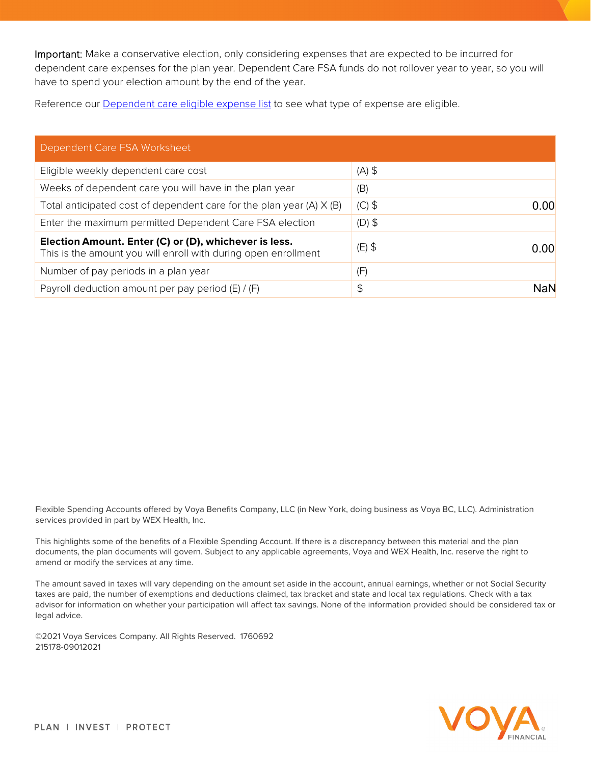**Important:** Make a conservative election, only considering expenses that are expected to be incurred for dependent care expenses for the plan year. Dependent Care FSA funds do not rollover year to year, so you will have to spend your election amount by the end of the year.

Reference our [Dependent care eligible expense list] to see what type of expense are eligible.

| Dependent Care FSA Worksheet | |
|---|---|
| Eligible weekly dependent care cost | (A) $ |
| Weeks of dependent care you will have in the plan year | (B) |
| Total anticipated cost of dependent care for the plan year (A) X (B) | (C) $ 0.00 |
| Enter the maximum permitted Dependent Care FSA election | (D) $ |
| **Election Amount. Enter (C) or (D), whichever is less.** This is the amount you will enroll with during open enrollment | (E) $ 0.00 |
| Number of pay periods in a plan year | (F) |
| Payroll deduction amount per pay period (E) / (F) | $ NaN |

Flexible Spending Accounts offered by Voya Benefits Company, LLC (in New York, doing business as Voya BC, LLC). Administration services provided in part by WEX Health, Inc.

This highlights some of the benefits of a Flexible Spending Account. If there is a discrepancy between this material and the plan documents, the plan documents will govern. Subject to any applicable agreements, Voya and WEX Health, Inc. reserve the right to amend or modify the services at any time.

The amount saved in taxes will vary depending on the amount set aside in the account, annual earnings, whether or not Social Security taxes are paid, the number of exemptions and deductions claimed, tax bracket and state and local tax regulations. Check with a tax advisor for information on whether your participation will affect tax savings. None of the information provided should be considered tax or legal advice.

©2021 Voya Services Company. All Rights Reserved. 1760692
215178-09012021

PLAN | INVEST | PROTECT

VOYA FINANCIAL